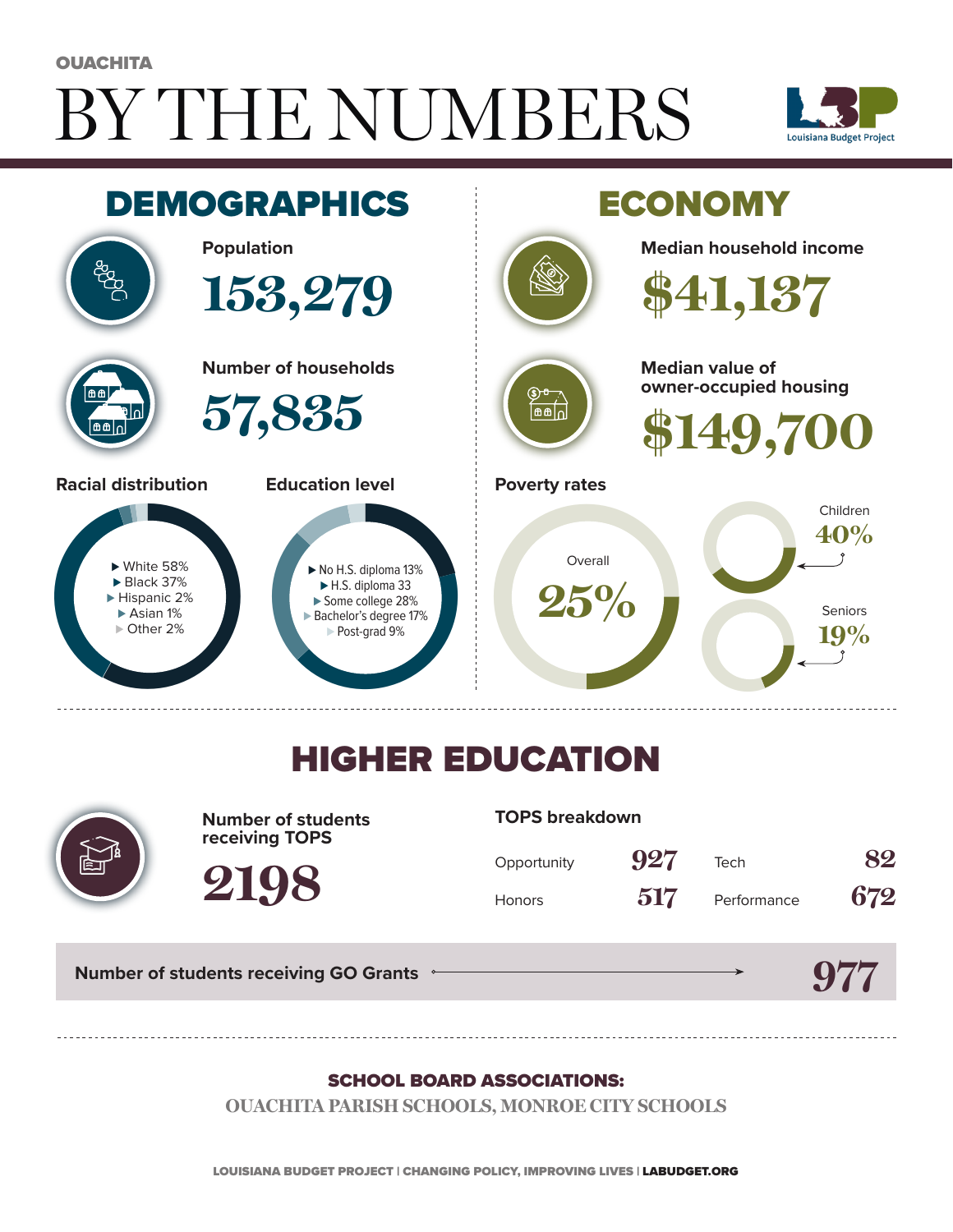OUACHITA

# BY THE NUMBERS

Louisiana Budget Project

## DEMOGRAPHICS

**Population**

153,279

**Number of households**

57,835

**Racial distribution**

- White 58%
- Black 37%
- Hispanic 2%
- Asian 1%
- Other 2%

**Education level**

- No H.S. diploma 13%
- H.S. diploma 33
- Some college 28%
- Bachelor's degree 17%
- Post-grad 9%

## ECONOMY

**Median household income**

$41,137

**Median value of owner-occupied housing**

$149,700

**Poverty rates**

- Overall 25%
- Children 40%
- Seniors 19%

## HIGHER EDUCATION

**Number of students receiving TOPS**

2198

**TOPS breakdown**

| | | | |
|---|---|---|---|
| Opportunity | 927 | Tech | 82 |
| Honors | 517 | Performance | 672 |

**Number of students receiving GO Grants** → 977

**SCHOOL BOARD ASSOCIATIONS:**

OUACHITA PARISH SCHOOLS, MONROE CITY SCHOOLS

LOUISIANA BUDGET PROJECT | CHANGING POLICY, IMPROVING LIVES | LABUDGET.ORG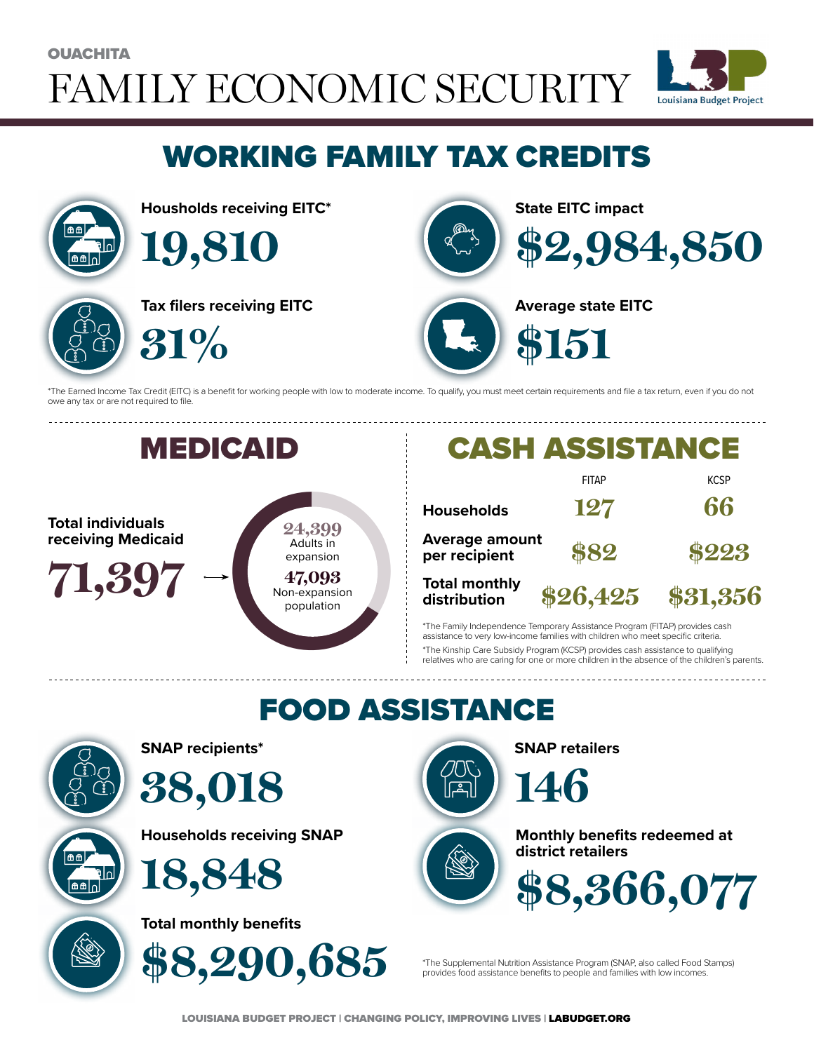OUACHITA

# FAMILY ECONOMIC SECURITY

## WORKING FAMILY TAX CREDITS

**Households receiving EITC***

19,810

**State EITC impact**

$2,984,850

**Tax filers receiving EITC**

31%

**Average state EITC**

$151

*The Earned Income Tax Credit (EITC) is a benefit for working people with low to moderate income. To qualify, you must meet certain requirements and file a tax return, even if you do not owe any tax or are not required to file.

## MEDICAID

**Total individuals receiving Medicaid**

71,397

24,399
Adults in expansion

47,093
Non-expansion population

## CASH ASSISTANCE

| | FITAP | KCSP |
|---|---|---|
| **Households** | 127 | 66 |
| **Average amount per recipient** | $82 | $223 |
| **Total monthly distribution** | $26,425 | $31,356 |

*The Family Independence Temporary Assistance Program (FITAP) provides cash assistance to very low-income families with children who meet specific criteria.

*The Kinship Care Subsidy Program (KCSP) provides cash assistance to qualifying relatives who are caring for one or more children in the absence of the children's parents.

## FOOD ASSISTANCE

**SNAP recipients***

38,018

**Households receiving SNAP**

18,848

**Total monthly benefits**

$8,290,685

**SNAP retailers**

146

**Monthly benefits redeemed at district retailers**

$8,366,077

*The Supplemental Nutrition Assistance Program (SNAP, also called Food Stamps) provides food assistance benefits to people and families with low incomes.

LOUISIANA BUDGET PROJECT | CHANGING POLICY, IMPROVING LIVES | LABUDGET.ORG